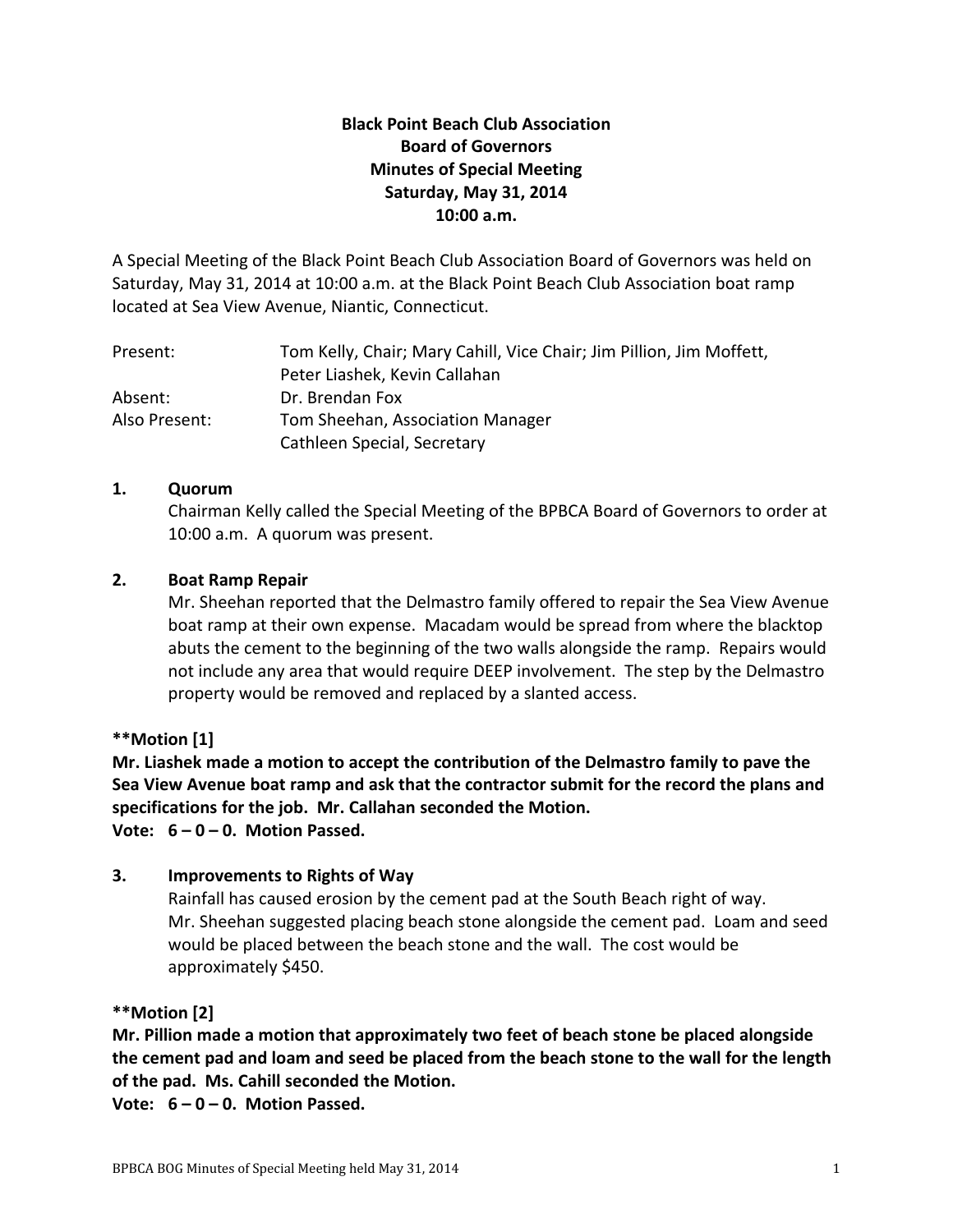**Black Point Beach Club Association**
**Board of Governors**
**Minutes of Special Meeting**
**Saturday, May 31, 2014**
**10:00 a.m.**

A Special Meeting of the Black Point Beach Club Association Board of Governors was held on Saturday, May 31, 2014 at 10:00 a.m. at the Black Point Beach Club Association boat ramp located at Sea View Avenue, Niantic, Connecticut.

| | |
|---|---|
| Present: | Tom Kelly, Chair; Mary Cahill, Vice Chair; Jim Pillion, Jim Moffett, Peter Liashek, Kevin Callahan |
| Absent: | Dr. Brendan Fox |
| Also Present: | Tom Sheehan, Association Manager<br>Cathleen Special, Secretary |

## 1. Quorum

Chairman Kelly called the Special Meeting of the BPBCA Board of Governors to order at 10:00 a.m. A quorum was present.

## 2. Boat Ramp Repair

Mr. Sheehan reported that the Delmastro family offered to repair the Sea View Avenue boat ramp at their own expense. Macadam would be spread from where the blacktop abuts the cement to the beginning of the two walls alongside the ramp. Repairs would not include any area that would require DEEP involvement. The step by the Delmastro property would be removed and replaced by a slanted access.

**\*\*Motion [1]**
**Mr. Liashek made a motion to accept the contribution of the Delmastro family to pave the Sea View Avenue boat ramp and ask that the contractor submit for the record the plans and specifications for the job. Mr. Callahan seconded the Motion.**
**Vote: 6 – 0 – 0. Motion Passed.**

## 3. Improvements to Rights of Way

Rainfall has caused erosion by the cement pad at the South Beach right of way. Mr. Sheehan suggested placing beach stone alongside the cement pad. Loam and seed would be placed between the beach stone and the wall. The cost would be approximately $450.

**\*\*Motion [2]**
**Mr. Pillion made a motion that approximately two feet of beach stone be placed alongside the cement pad and loam and seed be placed from the beach stone to the wall for the length of the pad. Ms. Cahill seconded the Motion.**
**Vote: 6 – 0 – 0. Motion Passed.**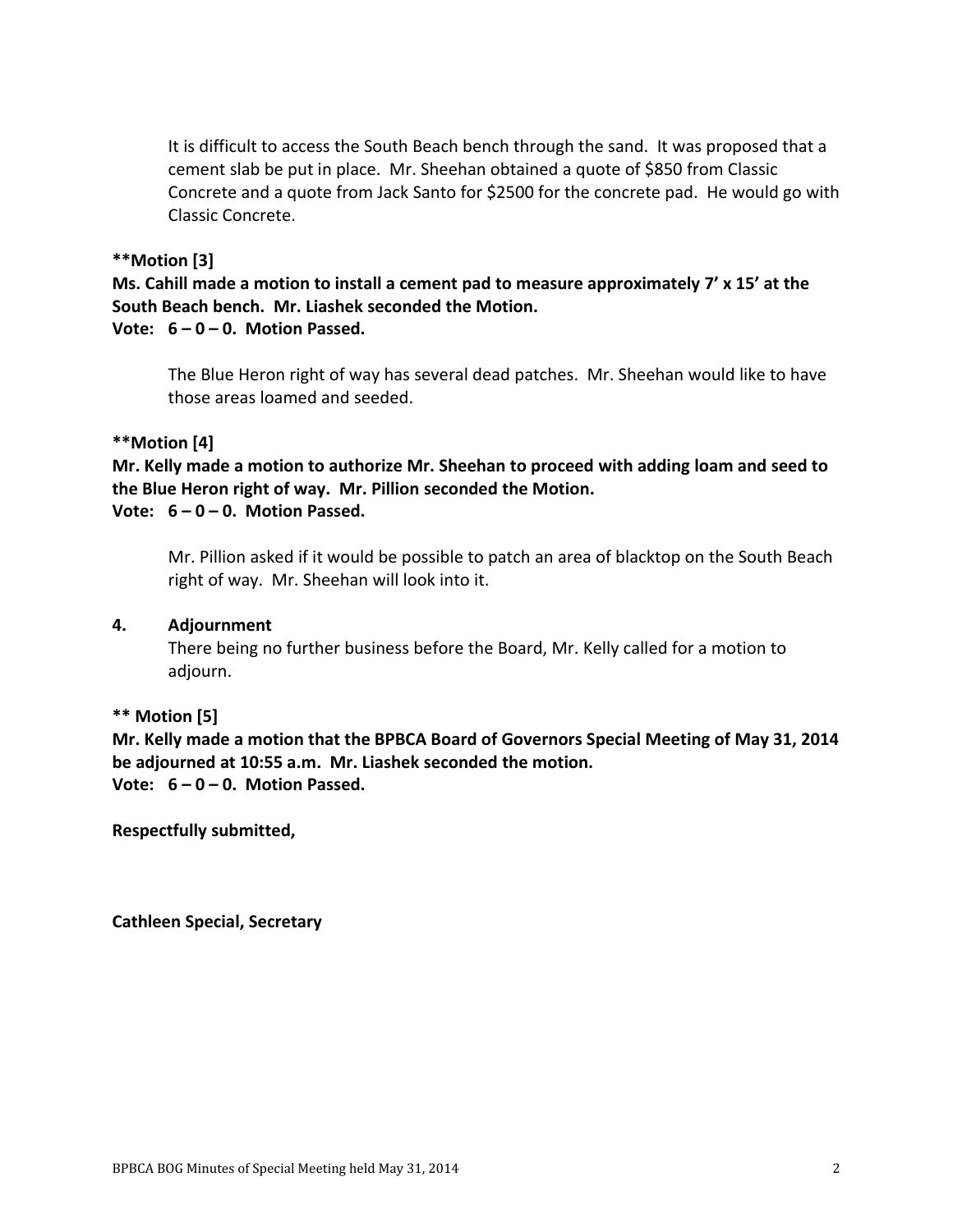It is difficult to access the South Beach bench through the sand. It was proposed that a cement slab be put in place. Mr. Sheehan obtained a quote of $850 from Classic Concrete and a quote from Jack Santo for $2500 for the concrete pad. He would go with Classic Concrete.

**\*\*Motion [3]**

**Ms. Cahill made a motion to install a cement pad to measure approximately 7' x 15' at the South Beach bench. Mr. Liashek seconded the Motion.**

**Vote: 6 – 0 – 0. Motion Passed.**

The Blue Heron right of way has several dead patches. Mr. Sheehan would like to have those areas loamed and seeded.

**\*\*Motion [4]**

**Mr. Kelly made a motion to authorize Mr. Sheehan to proceed with adding loam and seed to the Blue Heron right of way. Mr. Pillion seconded the Motion.**

**Vote: 6 – 0 – 0. Motion Passed.**

Mr. Pillion asked if it would be possible to patch an area of blacktop on the South Beach right of way. Mr. Sheehan will look into it.

**4. Adjournment**

There being no further business before the Board, Mr. Kelly called for a motion to adjourn.

**\*\* Motion [5]**

**Mr. Kelly made a motion that the BPBCA Board of Governors Special Meeting of May 31, 2014 be adjourned at 10:55 a.m. Mr. Liashek seconded the motion.**

**Vote: 6 – 0 – 0. Motion Passed.**

**Respectfully submitted,**

**Cathleen Special, Secretary**